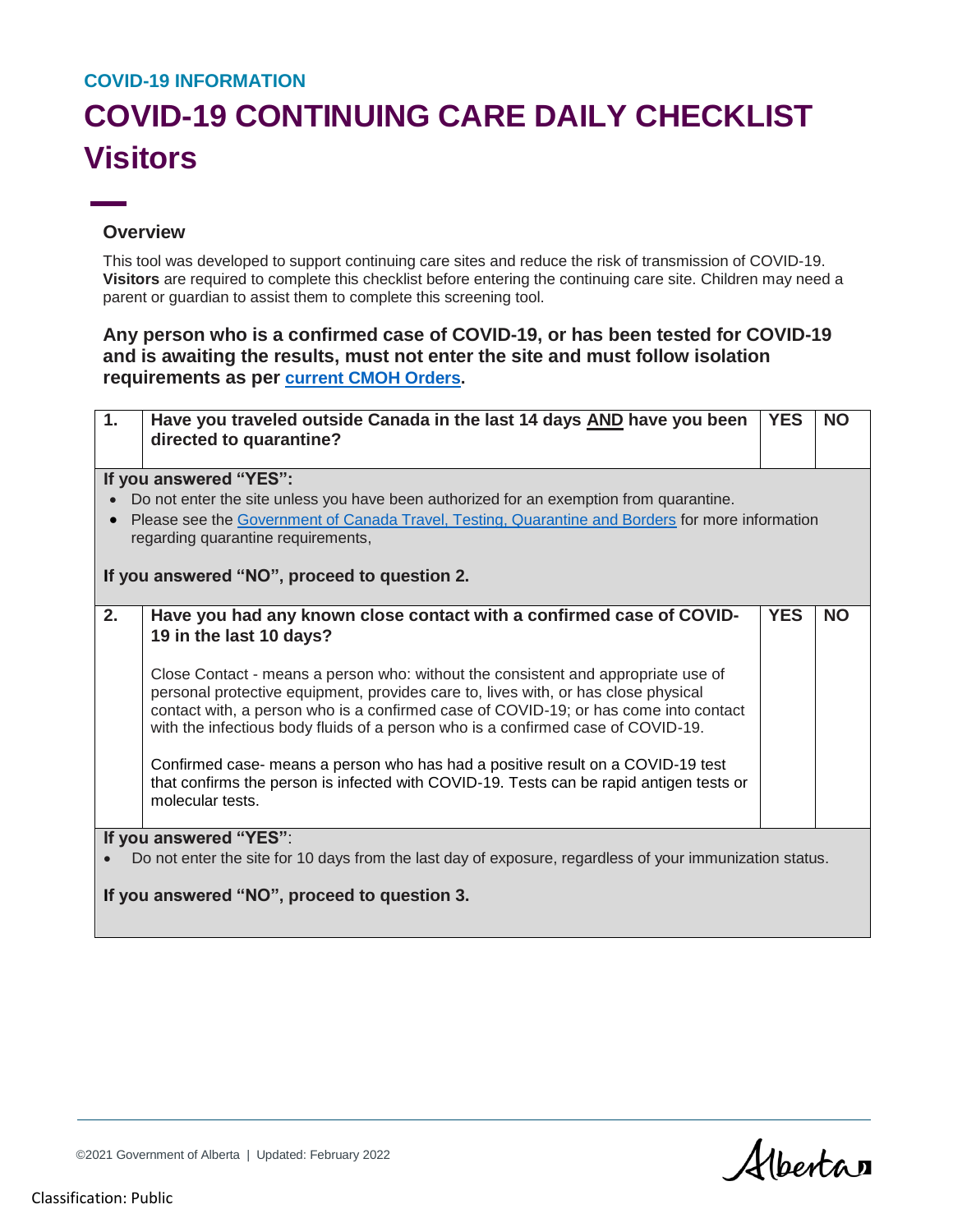COVID-19 INFORMATION

# COVID-19 CONTINUING CARE DAILY CHECKLIST Visitors

## Overview

This tool was developed to support continuing care sites and reduce the risk of transmission of COVID-19. **Visitors** are required to complete this checklist before entering the continuing care site. Children may need a parent or guardian to assist them to complete this screening tool.

**Any person who is a confirmed case of COVID-19, or has been tested for COVID-19 and is awaiting the results, must not enter the site and must follow isolation requirements as per current CMOH Orders.**

| | | | |
|---|---|---|---|
| **1.** | **Have you traveled outside Canada in the last 14 days AND have you been directed to quarantine?** | **YES** | **NO** |

**If you answered "YES":**

- Do not enter the site unless you have been authorized for an exemption from quarantine.
- Please see the Government of Canada Travel, Testing, Quarantine and Borders for more information regarding quarantine requirements,

**If you answered "NO", proceed to question 2.**

| | | | |
|---|---|---|---|
| **2.** | **Have you had any known close contact with a confirmed case of COVID-19 in the last 10 days?**<br><br>Close Contact - means a person who: without the consistent and appropriate use of personal protective equipment, provides care to, lives with, or has close physical contact with, a person who is a confirmed case of COVID-19; or has come into contact with the infectious body fluids of a person who is a confirmed case of COVID-19.<br><br>Confirmed case- means a person who has had a positive result on a COVID-19 test that confirms the person is infected with COVID-19. Tests can be rapid antigen tests or molecular tests. | **YES** | **NO** |

**If you answered "YES"**:

- Do not enter the site for 10 days from the last day of exposure, regardless of your immunization status.

**If you answered "NO", proceed to question 3.**

©2021 Government of Alberta | Updated: February 2022

Classification: Public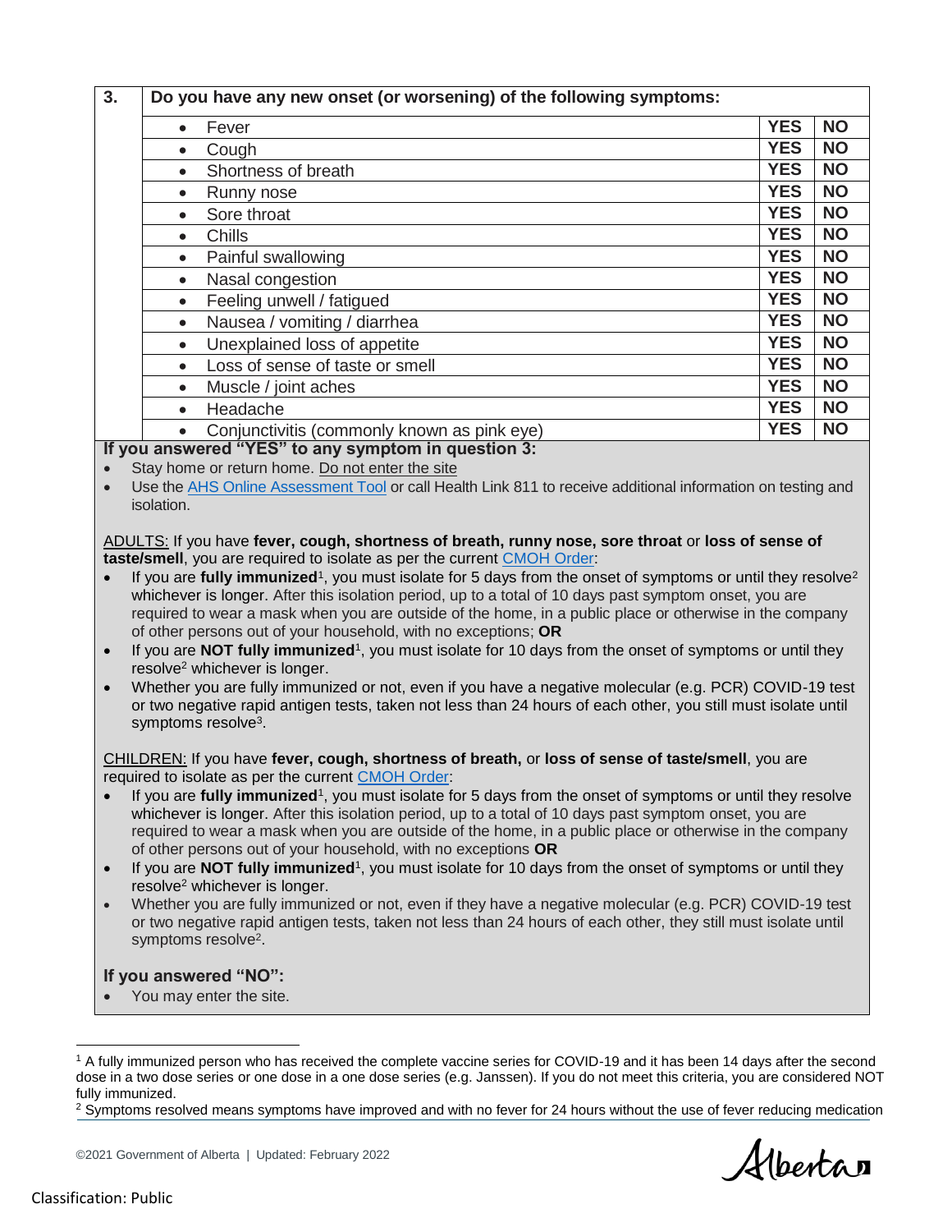| 3. | Do you have any new onset (or worsening) of the following symptoms: | | |
|---|---|---|---|
| | • Fever | YES | NO |
| | • Cough | YES | NO |
| | • Shortness of breath | YES | NO |
| | • Runny nose | YES | NO |
| | • Sore throat | YES | NO |
| | • Chills | YES | NO |
| | • Painful swallowing | YES | NO |
| | • Nasal congestion | YES | NO |
| | • Feeling unwell / fatigued | YES | NO |
| | • Nausea / vomiting / diarrhea | YES | NO |
| | • Unexplained loss of appetite | YES | NO |
| | • Loss of sense of taste or smell | YES | NO |
| | • Muscle / joint aches | YES | NO |
| | • Headache | YES | NO |
| | • Conjunctivitis (commonly known as pink eye) | YES | NO |

**If you answered "YES" to any symptom in question 3:**

- Stay home or return home. Do not enter the site
- Use the AHS Online Assessment Tool or call Health Link 811 to receive additional information on testing and isolation.

ADULTS: If you have **fever, cough, shortness of breath, runny nose, sore throat** or **loss of sense of taste/smell**, you are required to isolate as per the current CMOH Order:

- If you are **fully immunized**[1], you must isolate for 5 days from the onset of symptoms or until they resolve[2] whichever is longer. After this isolation period, up to a total of 10 days past symptom onset, you are required to wear a mask when you are outside of the home, in a public place or otherwise in the company of other persons out of your household, with no exceptions; **OR**
- If you are **NOT fully immunized**[1], you must isolate for 10 days from the onset of symptoms or until they resolve[2] whichever is longer.
- Whether you are fully immunized or not, even if you have a negative molecular (e.g. PCR) COVID-19 test or two negative rapid antigen tests, taken not less than 24 hours of each other, you still must isolate until symptoms resolve[3].

CHILDREN: If you have **fever, cough, shortness of breath,** or **loss of sense of taste/smell**, you are required to isolate as per the current CMOH Order:

- If you are **fully immunized**[1], you must isolate for 5 days from the onset of symptoms or until they resolve whichever is longer. After this isolation period, up to a total of 10 days past symptom onset, you are required to wear a mask when you are outside of the home, in a public place or otherwise in the company of other persons out of your household, with no exceptions **OR**
- If you are **NOT fully immunized**[1], you must isolate for 10 days from the onset of symptoms or until they resolve[2] whichever is longer.
- Whether you are fully immunized or not, even if they have a negative molecular (e.g. PCR) COVID-19 test or two negative rapid antigen tests, taken not less than 24 hours of each other, they still must isolate until symptoms resolve[2].

**If you answered "NO":**

- You may enter the site.

[1] A fully immunized person who has received the complete vaccine series for COVID-19 and it has been 14 days after the second dose in a two dose series or one dose in a one dose series (e.g. Janssen). If you do not meet this criteria, you are considered NOT fully immunized.

[2] Symptoms resolved means symptoms have improved and with no fever for 24 hours without the use of fever reducing medication

©2021 Government of Alberta | Updated: February 2022

Classification: Public